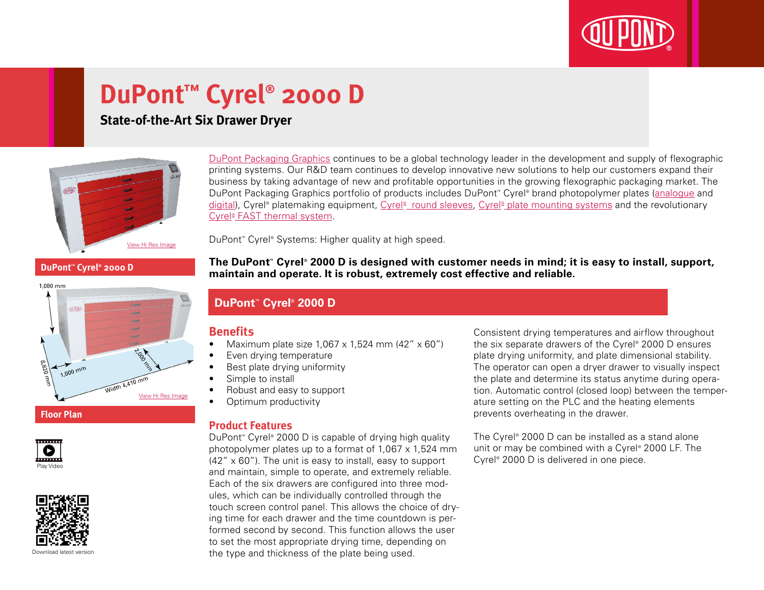# DuPont™ Cyrel® 2000 D

## State-of-the-Art Six Drawer Dryer

View Hi Res Image

**DuPont™ Cyrel® 2000 D**

1,080 mm

6,820 mm

1,000 mm

2,000 mm

Width 4,410 mm

View Hi Res Image

**Floor Plan**

Play Video

Download latest version

DuPont Packaging Graphics continues to be a global technology leader in the development and supply of flexographic printing systems. Our R&D team continues to develop innovative new solutions to help our customers expand their business by taking advantage of new and profitable opportunities in the growing flexographic packaging market. The DuPont Packaging Graphics portfolio of products includes DuPont™ Cyrel® brand photopolymer plates (analogue and digital), Cyrel® platemaking equipment, Cyrel® round sleeves, Cyrel® plate mounting systems and the revolutionary Cyrel® FAST thermal system.

DuPont™ Cyrel® Systems: Higher quality at high speed.

**The DuPont™ Cyrel® 2000 D is designed with customer needs in mind; it is easy to install, support, maintain and operate. It is robust, extremely cost effective and reliable.**

## DuPont™ Cyrel® 2000 D

### Benefits

- Maximum plate size 1,067 x 1,524 mm (42” x 60”)
- Even drying temperature
- Best plate drying uniformity
- Simple to install
- Robust and easy to support
- Optimum productivity

### Product Features

DuPont™ Cyrel® 2000 D is capable of drying high quality photopolymer plates up to a format of 1,067 x 1,524 mm (42” x 60”). The unit is easy to install, easy to support and maintain, simple to operate, and extremely reliable. Each of the six drawers are configured into three modules, which can be individually controlled through the touch screen control panel. This allows the choice of drying time for each drawer and the time countdown is performed second by second. This function allows the user to set the most appropriate drying time, depending on the type and thickness of the plate being used.

Consistent drying temperatures and airflow throughout the six separate drawers of the Cyrel® 2000 D ensures plate drying uniformity, and plate dimensional stability. The operator can open a dryer drawer to visually inspect the plate and determine its status anytime during operation. Automatic control (closed loop) between the temperature setting on the PLC and the heating elements prevents overheating in the drawer.

The Cyrel® 2000 D can be installed as a stand alone unit or may be combined with a Cyrel® 2000 LF. The Cyrel® 2000 D is delivered in one piece.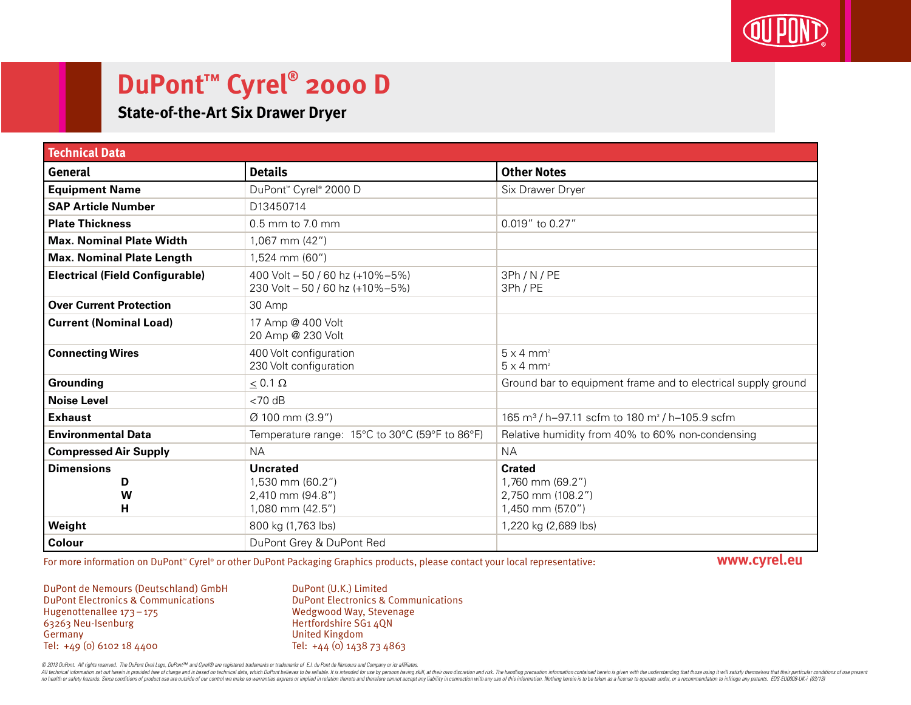# DuPont™ Cyrel® 2000 D

## State-of-the-Art Six Drawer Dryer

| Technical Data | | |
|---|---|---|
| **General** | **Details** | **Other Notes** |
| **Equipment Name** | DuPont™ Cyrel® 2000 D | Six Drawer Dryer |
| **SAP Article Number** | D13450714 | |
| **Plate Thickness** | 0.5 mm to 7.0 mm | 0.019" to 0.27" |
| **Max. Nominal Plate Width** | 1,067 mm (42") | |
| **Max. Nominal Plate Length** | 1,524 mm (60") | |
| **Electrical (Field Configurable)** | 400 Volt – 50 / 60 hz (+10%–5%)<br>230 Volt – 50 / 60 hz (+10%–5%) | 3Ph / N / PE<br>3Ph / PE |
| **Over Current Protection** | 30 Amp | |
| **Current (Nominal Load)** | 17 Amp @ 400 Volt<br>20 Amp @ 230 Volt | |
| **Connecting Wires** | 400 Volt configuration<br>230 Volt configuration | 5 x 4 $mm^2$<br>5 x 4 $mm^2$ |
| **Grounding** | $\leq$ 0.1 Ω | Ground bar to equipment frame and to electrical supply ground |
| **Noise Level** | <70 dB | |
| **Exhaust** | Ø 100 mm (3.9") | 165 $m^3$ / h–97.11 scfm to 180 $m^3$ / h–105.9 scfm |
| **Environmental Data** | Temperature range: 15°C to 30°C (59°F to 86°F) | Relative humidity from 40% to 60% non-condensing |
| **Compressed Air Supply** | NA | NA |
| **Dimensions**<br>**D**<br>**W**<br>**H** | **Uncrated**<br>1,530 mm (60.2")<br>2,410 mm (94.8")<br>1,080 mm (42.5") | **Crated**<br>1,760 mm (69.2")<br>2,750 mm (108.2")<br>1,450 mm (57.0") |
| **Weight** | 800 kg (1,763 lbs) | 1,220 kg (2,689 lbs) |
| **Colour** | DuPont Grey & DuPont Red | |

For more information on DuPont™ Cyrel® or other DuPont Packaging Graphics products, please contact your local representative:

**www.cyrel.eu**

DuPont de Nemours (Deutschland) GmbH
DuPont Electronics & Communications
Hugenottenallee 173 – 175
63263 Neu-Isenburg
Germany
Tel: +49 (0) 6102 18 4400

DuPont (U.K.) Limited
DuPont Electronics & Communications
Wedgwood Way, Stevenage
Hertfordshire SG1 4QN
United Kingdom
Tel: +44 (0) 1438 73 4863

© 2013 DuPont. All rights reserved. The DuPont Oval Logo, DuPont™ and Cyrel® are registered trademarks or trademarks of E.I. du Pont de Nemours and Company or its affiliates.
All technical information set out herein is provided free of charge and is based on technical data, which DuPont believes to be reliable. It is intended for use by persons having skill, at their own discretion and risk. The handling precaution information contained herein is given with the understanding that those using it will satisfy themselves that their particular conditions of use present no health or safety hazards. Since conditions of product use are outside of our control we make no warranties express or implied in relation thereto and therefore cannot accept any liability in connection with any use of this information. Nothing herein is to be taken as a license to operate under, or a recommendation to infringe any patents. EDS-EU0009-UK-i (03/13)